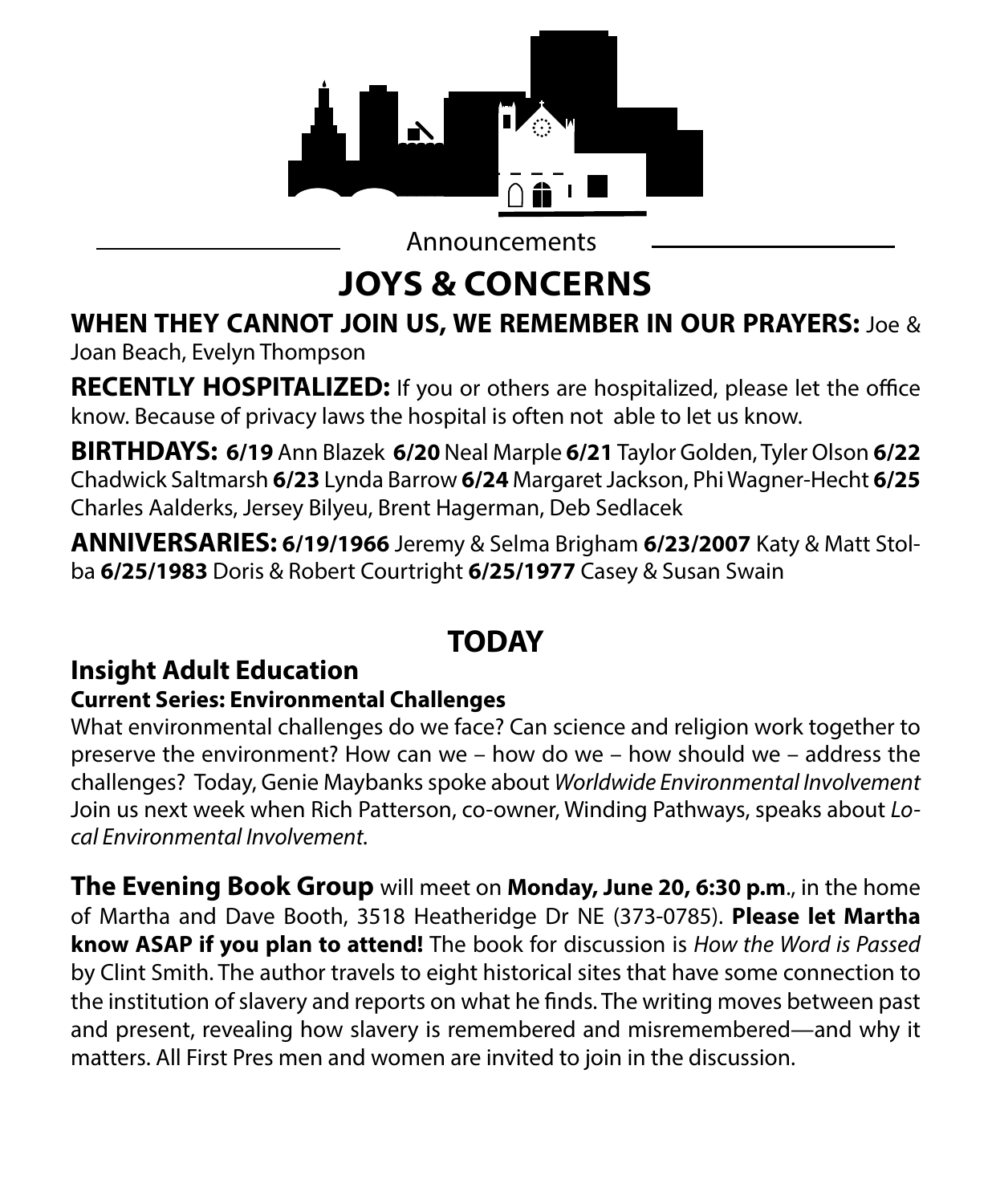Announcements

# JOYS & CONCERNS

**WHEN THEY CANNOT JOIN US, WE REMEMBER IN OUR PRAYERS:** Joe & Joan Beach, Evelyn Thompson

**RECENTLY HOSPITALIZED:** If you or others are hospitalized, please let the office know. Because of privacy laws the hospital is often not able to let us know.

**BIRTHDAYS: 6/19** Ann Blazek **6/20** Neal Marple **6/21** Taylor Golden, Tyler Olson **6/22** Chadwick Saltmarsh **6/23** Lynda Barrow **6/24** Margaret Jackson, Phi Wagner-Hecht **6/25** Charles Aalderks, Jersey Bilyeu, Brent Hagerman, Deb Sedlacek

**ANNIVERSARIES: 6/19/1966** Jeremy & Selma Brigham **6/23/2007** Katy & Matt Stolba **6/25/1983** Doris & Robert Courtright **6/25/1977** Casey & Susan Swain

# TODAY

## Insight Adult Education

**Current Series: Environmental Challenges**

What environmental challenges do we face? Can science and religion work together to preserve the environment? How can we – how do we – how should we – address the challenges? Today, Genie Maybanks spoke about *Worldwide Environmental Involvement* Join us next week when Rich Patterson, co-owner, Winding Pathways, speaks about *Local Environmental Involvement*.

**The Evening Book Group** will meet on **Monday, June 20, 6:30 p.m**., in the home of Martha and Dave Booth, 3518 Heatheridge Dr NE (373-0785). **Please let Martha know ASAP if you plan to attend!** The book for discussion is *How the Word is Passed* by Clint Smith. The author travels to eight historical sites that have some connection to the institution of slavery and reports on what he finds. The writing moves between past and present, revealing how slavery is remembered and misremembered—and why it matters. All First Pres men and women are invited to join in the discussion.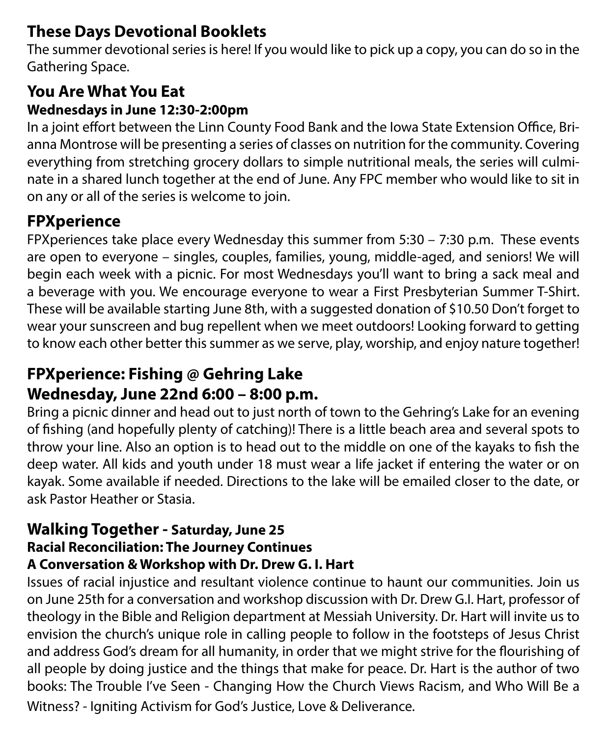## These Days Devotional Booklets

The summer devotional series is here! If you would like to pick up a copy, you can do so in the Gathering Space.

## You Are What You Eat

### Wednesdays in June 12:30-2:00pm

In a joint effort between the Linn County Food Bank and the Iowa State Extension Office, Brianna Montrose will be presenting a series of classes on nutrition for the community. Covering everything from stretching grocery dollars to simple nutritional meals, the series will culminate in a shared lunch together at the end of June. Any FPC member who would like to sit in on any or all of the series is welcome to join.

## FPXperience

FPXperiences take place every Wednesday this summer from 5:30 – 7:30 p.m. These events are open to everyone – singles, couples, families, young, middle-aged, and seniors! We will begin each week with a picnic. For most Wednesdays you'll want to bring a sack meal and a beverage with you. We encourage everyone to wear a First Presbyterian Summer T-Shirt. These will be available starting June 8th, with a suggested donation of $10.50 Don't forget to wear your sunscreen and bug repellent when we meet outdoors! Looking forward to getting to know each other better this summer as we serve, play, worship, and enjoy nature together!

## FPXperience: Fishing @ Gehring Lake

## Wednesday, June 22nd 6:00 – 8:00 p.m.

Bring a picnic dinner and head out to just north of town to the Gehring's Lake for an evening of fishing (and hopefully plenty of catching)! There is a little beach area and several spots to throw your line. Also an option is to head out to the middle on one of the kayaks to fish the deep water. All kids and youth under 18 must wear a life jacket if entering the water or on kayak. Some available if needed. Directions to the lake will be emailed closer to the date, or ask Pastor Heather or Stasia.

## Walking Together - Saturday, June 25

### Racial Reconciliation: The Journey Continues

### A Conversation & Workshop with Dr. Drew G. I. Hart

Issues of racial injustice and resultant violence continue to haunt our communities. Join us on June 25th for a conversation and workshop discussion with Dr. Drew G.I. Hart, professor of theology in the Bible and Religion department at Messiah University. Dr. Hart will invite us to envision the church's unique role in calling people to follow in the footsteps of Jesus Christ and address God's dream for all humanity, in order that we might strive for the flourishing of all people by doing justice and the things that make for peace. Dr. Hart is the author of two books: The Trouble I've Seen - Changing How the Church Views Racism, and Who Will Be a Witness? - Igniting Activism for God's Justice, Love & Deliverance.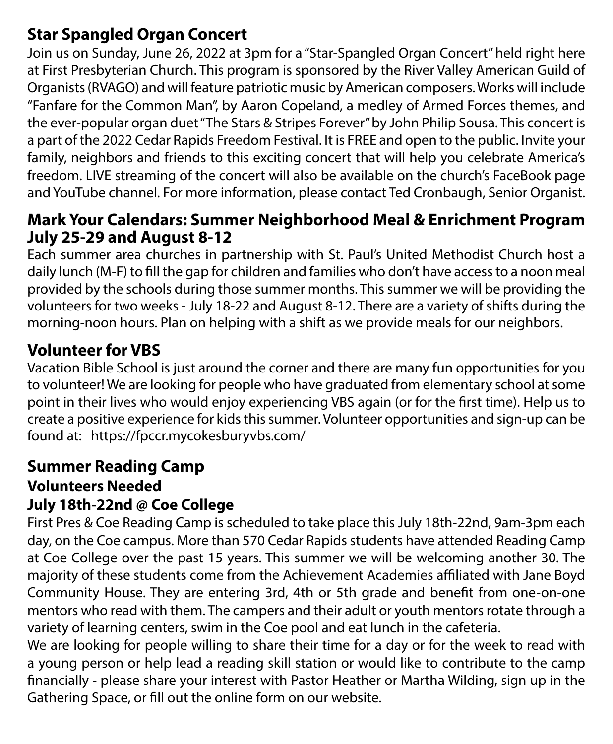## Star Spangled Organ Concert

Join us on Sunday, June 26, 2022 at 3pm for a "Star-Spangled Organ Concert" held right here at First Presbyterian Church. This program is sponsored by the River Valley American Guild of Organists (RVAGO) and will feature patriotic music by American composers. Works will include "Fanfare for the Common Man", by Aaron Copeland, a medley of Armed Forces themes, and the ever-popular organ duet "The Stars & Stripes Forever" by John Philip Sousa. This concert is a part of the 2022 Cedar Rapids Freedom Festival. It is FREE and open to the public. Invite your family, neighbors and friends to this exciting concert that will help you celebrate America's freedom. LIVE streaming of the concert will also be available on the church's FaceBook page and YouTube channel. For more information, please contact Ted Cronbaugh, Senior Organist.

## Mark Your Calendars: Summer Neighborhood Meal & Enrichment Program July 25-29 and August 8-12

Each summer area churches in partnership with St. Paul's United Methodist Church host a daily lunch (M-F) to fill the gap for children and families who don't have access to a noon meal provided by the schools during those summer months. This summer we will be providing the volunteers for two weeks - July 18-22 and August 8-12. There are a variety of shifts during the morning-noon hours. Plan on helping with a shift as we provide meals for our neighbors.

## Volunteer for VBS

Vacation Bible School is just around the corner and there are many fun opportunities for you to volunteer! We are looking for people who have graduated from elementary school at some point in their lives who would enjoy experiencing VBS again (or for the first time). Help us to create a positive experience for kids this summer. Volunteer opportunities and sign-up can be found at: https://fpccr.mycokesburyvbs.com/

## Summer Reading Camp

### Volunteers Needed

### July 18th-22nd @ Coe College

First Pres & Coe Reading Camp is scheduled to take place this July 18th-22nd, 9am-3pm each day, on the Coe campus. More than 570 Cedar Rapids students have attended Reading Camp at Coe College over the past 15 years. This summer we will be welcoming another 30. The majority of these students come from the Achievement Academies affiliated with Jane Boyd Community House. They are entering 3rd, 4th or 5th grade and benefit from one-on-one mentors who read with them. The campers and their adult or youth mentors rotate through a variety of learning centers, swim in the Coe pool and eat lunch in the cafeteria.

We are looking for people willing to share their time for a day or for the week to read with a young person or help lead a reading skill station or would like to contribute to the camp financially - please share your interest with Pastor Heather or Martha Wilding, sign up in the Gathering Space, or fill out the online form on our website.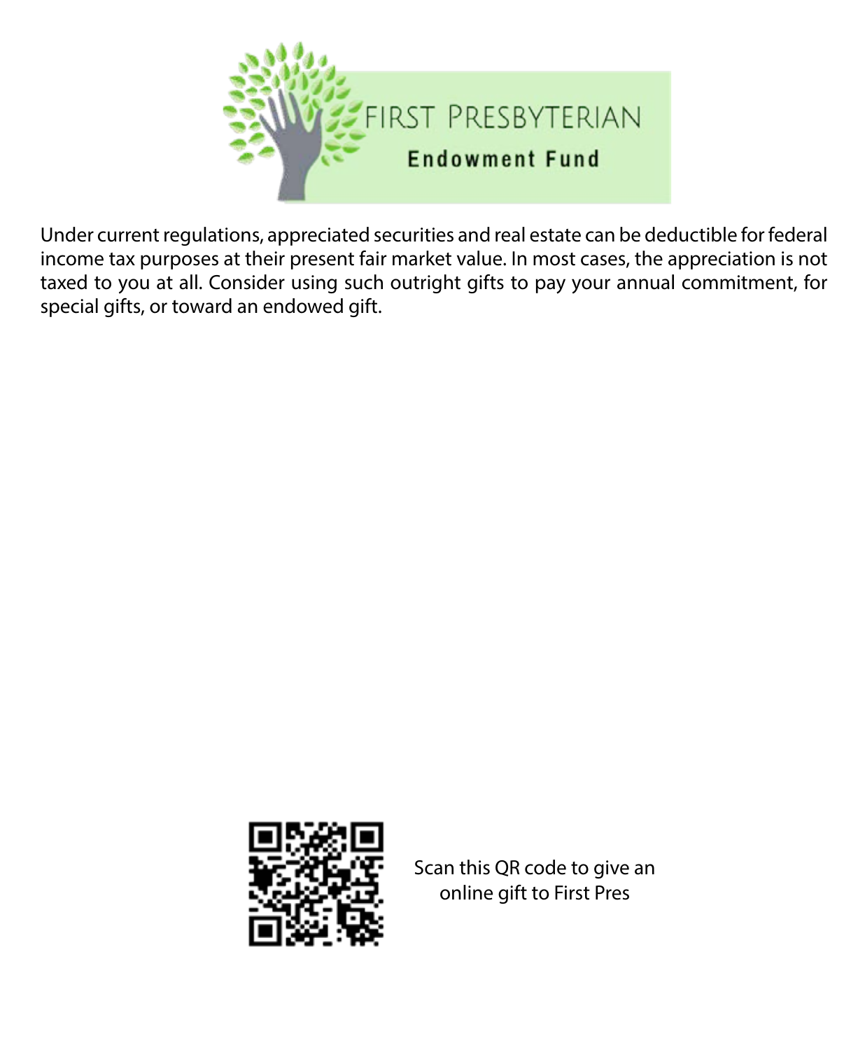FIRST PRESBYTERIAN

**Endowment Fund**

Under current regulations, appreciated securities and real estate can be deductible for federal income tax purposes at their present fair market value. In most cases, the appreciation is not taxed to you at all. Consider using such outright gifts to pay your annual commitment, for special gifts, or toward an endowed gift.

Scan this QR code to give an online gift to First Pres